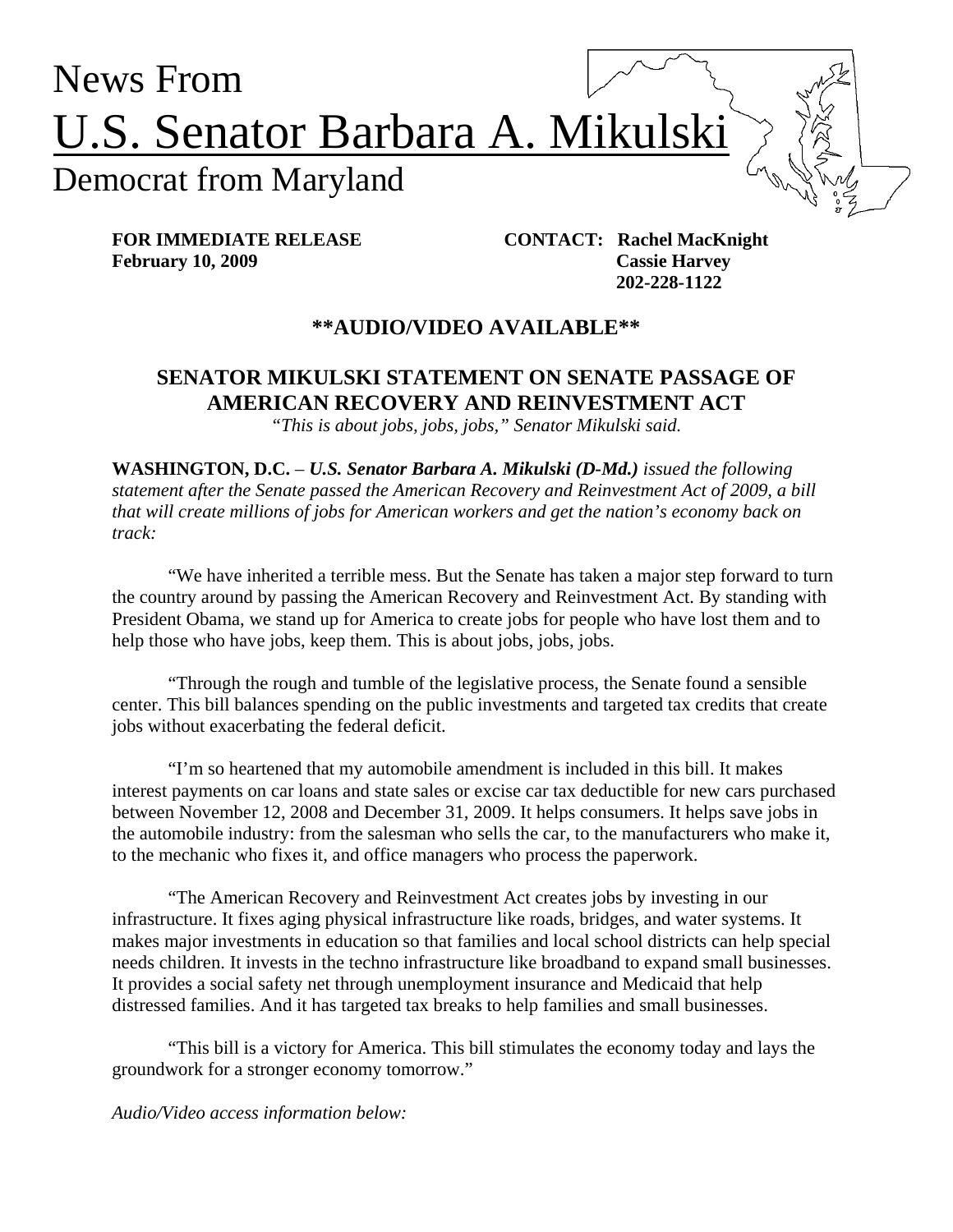# News From
# U.S. Senator Barbara A. Mikulski
## Democrat from Maryland

**FOR IMMEDIATE RELEASE**
**February 10, 2009**

**CONTACT: Rachel MacKnight**
**Cassie Harvey**
**202-228-1122**

**\*\*AUDIO/VIDEO AVAILABLE\*\***

## SENATOR MIKULSKI STATEMENT ON SENATE PASSAGE OF AMERICAN RECOVERY AND REINVESTMENT ACT

*"This is about jobs, jobs, jobs," Senator Mikulski said.*

**WASHINGTON, D.C.** – ***U.S. Senator Barbara A. Mikulski (D-Md.)*** *issued the following statement after the Senate passed the American Recovery and Reinvestment Act of 2009, a bill that will create millions of jobs for American workers and get the nation's economy back on track:*

"We have inherited a terrible mess. But the Senate has taken a major step forward to turn the country around by passing the American Recovery and Reinvestment Act. By standing with President Obama, we stand up for America to create jobs for people who have lost them and to help those who have jobs, keep them. This is about jobs, jobs, jobs.

"Through the rough and tumble of the legislative process, the Senate found a sensible center. This bill balances spending on the public investments and targeted tax credits that create jobs without exacerbating the federal deficit.

"I'm so heartened that my automobile amendment is included in this bill. It makes interest payments on car loans and state sales or excise car tax deductible for new cars purchased between November 12, 2008 and December 31, 2009. It helps consumers. It helps save jobs in the automobile industry: from the salesman who sells the car, to the manufacturers who make it, to the mechanic who fixes it, and office managers who process the paperwork.

"The American Recovery and Reinvestment Act creates jobs by investing in our infrastructure. It fixes aging physical infrastructure like roads, bridges, and water systems. It makes major investments in education so that families and local school districts can help special needs children. It invests in the techno infrastructure like broadband to expand small businesses. It provides a social safety net through unemployment insurance and Medicaid that help distressed families. And it has targeted tax breaks to help families and small businesses.

"This bill is a victory for America. This bill stimulates the economy today and lays the groundwork for a stronger economy tomorrow."

*Audio/Video access information below:*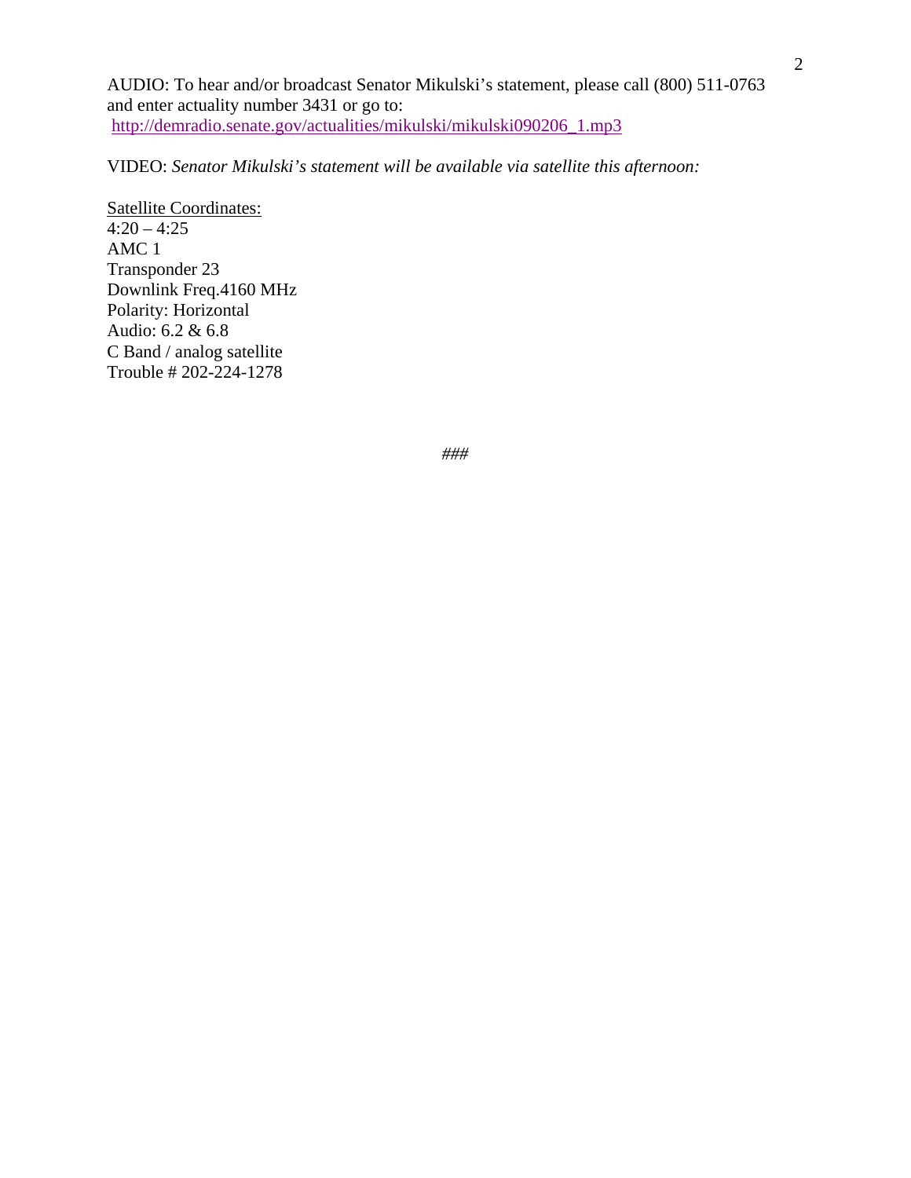AUDIO: To hear and/or broadcast Senator Mikulski's statement, please call (800) 511-0763 and enter actuality number 3431 or go to: http://demradio.senate.gov/actualities/mikulski/mikulski090206_1.mp3

VIDEO: *Senator Mikulski's statement will be available via satellite this afternoon:*

<u>Satellite Coordinates:</u>
4:20 – 4:25
AMC 1
Transponder 23
Downlink Freq.4160 MHz
Polarity: Horizontal
Audio: 6.2 & 6.8
C Band / analog satellite
Trouble # 202-224-1278

###